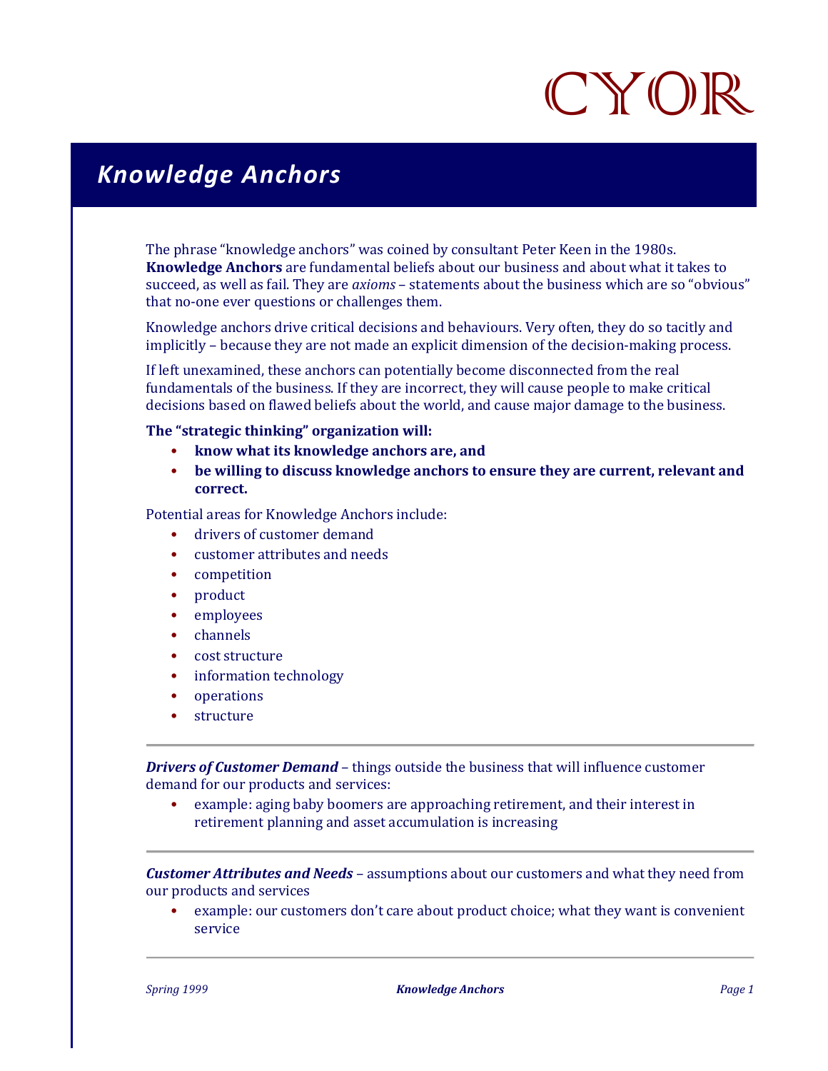CYOR

# Knowledge Anchors

The phrase "knowledge anchors" was coined by consultant Peter Keen in the 1980s. **Knowledge Anchors** are fundamental beliefs about our business and about what it takes to succeed, as well as fail. They are *axioms* – statements about the business which are so "obvious" that no-one ever questions or challenges them.

Knowledge anchors drive critical decisions and behaviours. Very often, they do so tacitly and implicitly – because they are not made an explicit dimension of the decision-making process.

If left unexamined, these anchors can potentially become disconnected from the real fundamentals of the business. If they are incorrect, they will cause people to make critical decisions based on flawed beliefs about the world, and cause major damage to the business.

**The "strategic thinking" organization will:**

- **know what its knowledge anchors are, and**
- **be willing to discuss knowledge anchors to ensure they are current, relevant and correct.**

Potential areas for Knowledge Anchors include:

- drivers of customer demand
- customer attributes and needs
- competition
- product
- employees
- channels
- cost structure
- information technology
- operations
- structure

---

***Drivers of Customer Demand*** – things outside the business that will influence customer demand for our products and services:

- example: aging baby boomers are approaching retirement, and their interest in retirement planning and asset accumulation is increasing

---

***Customer Attributes and Needs*** – assumptions about our customers and what they need from our products and services

- example: our customers don't care about product choice; what they want is convenient service

---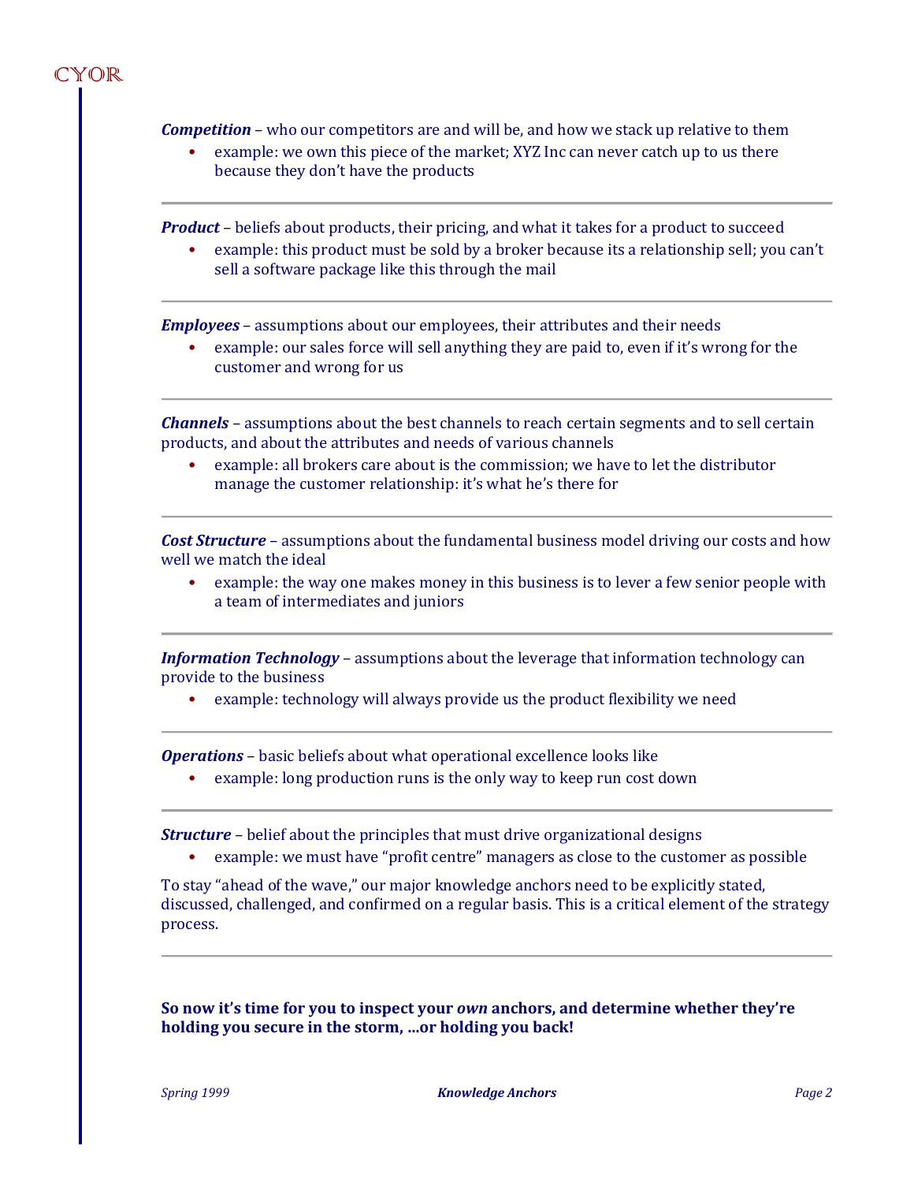***Competition*** – who our competitors are and will be, and how we stack up relative to them

- example: we own this piece of the market; XYZ Inc can never catch up to us there because they don't have the products

---

***Product*** – beliefs about products, their pricing, and what it takes for a product to succeed

- example: this product must be sold by a broker because its a relationship sell; you can't sell a software package like this through the mail

---

***Employees*** – assumptions about our employees, their attributes and their needs

- example: our sales force will sell anything they are paid to, even if it's wrong for the customer and wrong for us

---

***Channels*** – assumptions about the best channels to reach certain segments and to sell certain products, and about the attributes and needs of various channels

- example: all brokers care about is the commission; we have to let the distributor manage the customer relationship: it's what he's there for

---

***Cost Structure*** – assumptions about the fundamental business model driving our costs and how well we match the ideal

- example: the way one makes money in this business is to lever a few senior people with a team of intermediates and juniors

---

***Information Technology*** – assumptions about the leverage that information technology can provide to the business

- example: technology will always provide us the product flexibility we need

---

***Operations*** – basic beliefs about what operational excellence looks like

- example: long production runs is the only way to keep run cost down

---

***Structure*** – belief about the principles that must drive organizational designs

- example: we must have "profit centre" managers as close to the customer as possible

To stay "ahead of the wave," our major knowledge anchors need to be explicitly stated, discussed, challenged, and confirmed on a regular basis. This is a critical element of the strategy process.

---

**So now it's time for you to inspect your *own* anchors, and determine whether they're holding you secure in the storm, ...or holding you back!**